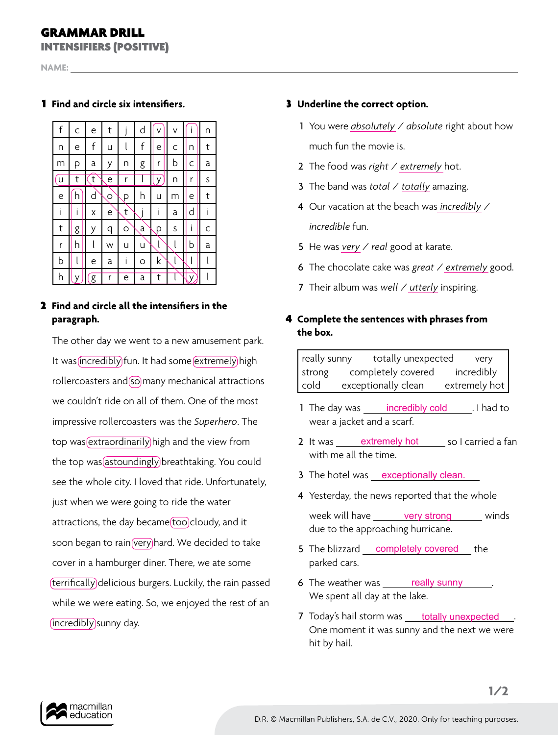# GRAMMAR DRILL

## INTENSIFIERS (POSITIVE)

NAME: ______________________________

**1 Find and circle six intensifiers.**

| f | c | e | t | j | d | v | v | i | n |
|---|---|---|---|---|---|---|---|---|---|
| n | e | f | u | l | f | e | c | n | t |
| m | p | a | y | n | g | r | b | c | a |
| u | t | t | e | r | l | y | n | r | s |
| e | h | d | o | p | h | u | m | e | t |
| i | i | x | e | t | j | i | a | d | i |
| t | g | y | q | o | a | p | s | i | c |
| r | h | l | w | u | u | l | l | b | a |
| b | l | e | a | i | o | k | l | l | l |
| h | y | g | r | e | a | t | l | y | l |

**2 Find and circle all the intensifiers in the paragraph.**

The other day we went to a new amusement park. It was incredibly fun. It had some extremely high rollercoasters and so many mechanical attractions we couldn't ride on all of them. One of the most impressive rollercoasters was the *Superhero*. The top was extraordinarily high and the view from the top was astoundingly breathtaking. You could see the whole city. I loved that ride. Unfortunately, just when we were going to ride the water attractions, the day became too cloudy, and it soon began to rain very hard. We decided to take cover in a hamburger diner. There, we ate some terrifically delicious burgers. Luckily, the rain passed while we were eating. So, we enjoyed the rest of an incredibly sunny day.

**3 Underline the correct option.**

1. You were *absolutely* / *absolute* right about how much fun the movie is.
2. The food was *right* / *extremely* hot.
3. The band was *total* / *totally* amazing.
4. Our vacation at the beach was *incredibly* / *incredible* fun.
5. He was *very* / *real* good at karate.
6. The chocolate cake was *great* / *extremely* good.
7. Their album was *well* / *utterly* inspiring.

**4 Complete the sentences with phrases from the box.**

| | | |
|---|---|---|
| really sunny | totally unexpected | very strong |
| completely covered | incredibly cold | exceptionally clean |
| extremely hot | | |

1. The day was __incredibly cold__. I had to wear a jacket and a scarf.
2. It was __extremely hot__ so I carried a fan with me all the time.
3. The hotel was __exceptionally clean.__
4. Yesterday, the news reported that the whole week will have __very strong__ winds due to the approaching hurricane.
5. The blizzard __completely covered__ the parked cars.
6. The weather was __really sunny__. We spent all day at the lake.
7. Today's hail storm was __totally unexpected__. One moment it was sunny and the next we were hit by hail.

D.R. © Macmillan Publishers, S.A. de C.V., 2020. Only for teaching purposes.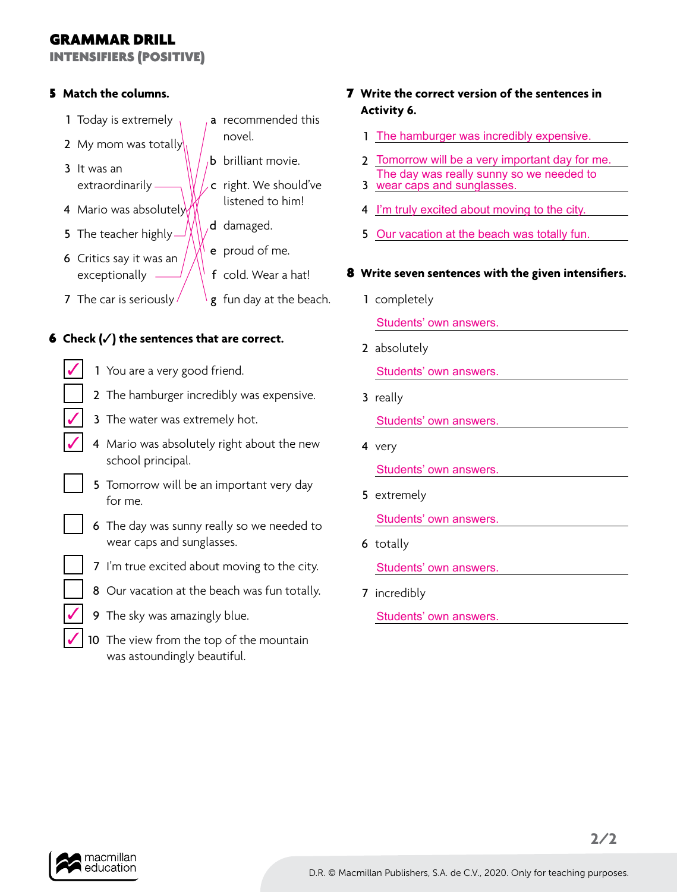# GRAMMAR DRILL

## INTENSIFIERS (POSITIVE)

### 5 Match the columns.

1 Today is extremely
2 My mom was totally
3 It was an extraordinarily
4 Mario was absolutely
5 The teacher highly
6 Critics say it was an exceptionally
7 The car is seriously

a recommended this novel.
b brilliant movie.
c right. We should've listened to him!
d damaged.
e proud of me.
f cold. Wear a hat!
g fun day at the beach.

### 6 Check (✓) the sentences that are correct.

- [x] 1 You are a very good friend.
- [ ] 2 The hamburger incredibly was expensive.
- [x] 3 The water was extremely hot.
- [x] 4 Mario was absolutely right about the new school principal.
- [ ] 5 Tomorrow will be an important very day for me.
- [ ] 6 The day was sunny really so we needed to wear caps and sunglasses.
- [ ] 7 I'm true excited about moving to the city.
- [ ] 8 Our vacation at the beach was fun totally.
- [x] 9 The sky was amazingly blue.
- [x] 10 The view from the top of the mountain was astoundingly beautiful.

### 7 Write the correct version of the sentences in Activity 6.

1 The hamburger was incredibly expensive.
2 Tomorrow will be a very important day for me.
3 The day was really sunny so we needed to wear caps and sunglasses.
4 I'm truly excited about moving to the city.
5 Our vacation at the beach was totally fun.

### 8 Write seven sentences with the given intensifiers.

1 completely
Students' own answers.

2 absolutely
Students' own answers.

3 really
Students' own answers.

4 very
Students' own answers.

5 extremely
Students' own answers.

6 totally
Students' own answers.

7 incredibly
Students' own answers.

D.R. © Macmillan Publishers, S.A. de C.V., 2020. Only for teaching purposes.